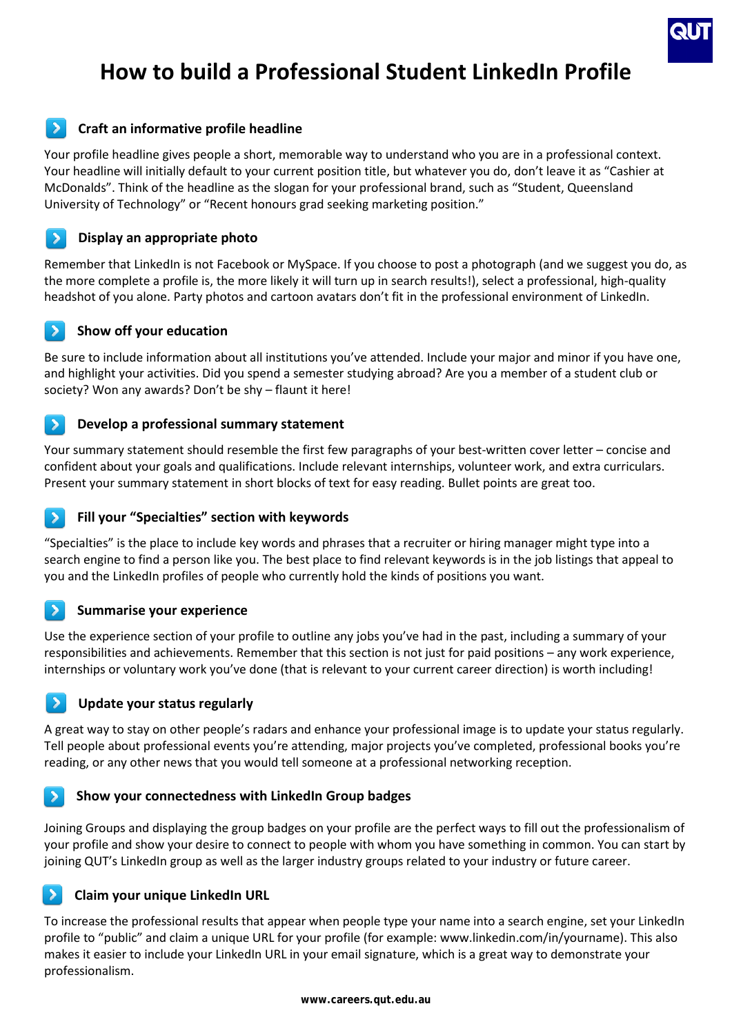# How to build a Professional Student LinkedIn Profile

## Craft an informative profile headline

Your profile headline gives people a short, memorable way to understand who you are in a professional context. Your headline will initially default to your current position title, but whatever you do, don't leave it as "Cashier at McDonalds". Think of the headline as the slogan for your professional brand, such as "Student, Queensland University of Technology" or "Recent honours grad seeking marketing position."

## Display an appropriate photo

Remember that LinkedIn is not Facebook or MySpace. If you choose to post a photograph (and we suggest you do, as the more complete a profile is, the more likely it will turn up in search results!), select a professional, high-quality headshot of you alone. Party photos and cartoon avatars don't fit in the professional environment of LinkedIn.

## Show off your education

Be sure to include information about all institutions you've attended. Include your major and minor if you have one, and highlight your activities. Did you spend a semester studying abroad? Are you a member of a student club or society? Won any awards? Don't be shy – flaunt it here!

## Develop a professional summary statement

Your summary statement should resemble the first few paragraphs of your best-written cover letter – concise and confident about your goals and qualifications. Include relevant internships, volunteer work, and extra curriculars. Present your summary statement in short blocks of text for easy reading. Bullet points are great too.

## Fill your "Specialties" section with keywords

"Specialties" is the place to include key words and phrases that a recruiter or hiring manager might type into a search engine to find a person like you. The best place to find relevant keywords is in the job listings that appeal to you and the LinkedIn profiles of people who currently hold the kinds of positions you want.

## Summarise your experience

Use the experience section of your profile to outline any jobs you've had in the past, including a summary of your responsibilities and achievements. Remember that this section is not just for paid positions – any work experience, internships or voluntary work you've done (that is relevant to your current career direction) is worth including!

## Update your status regularly

A great way to stay on other people's radars and enhance your professional image is to update your status regularly. Tell people about professional events you're attending, major projects you've completed, professional books you're reading, or any other news that you would tell someone at a professional networking reception.

## Show your connectedness with LinkedIn Group badges

Joining Groups and displaying the group badges on your profile are the perfect ways to fill out the professionalism of your profile and show your desire to connect to people with whom you have something in common. You can start by joining QUT's LinkedIn group as well as the larger industry groups related to your industry or future career.

## Claim your unique LinkedIn URL

To increase the professional results that appear when people type your name into a search engine, set your LinkedIn profile to "public" and claim a unique URL for your profile (for example: www.linkedin.com/in/yourname). This also makes it easier to include your LinkedIn URL in your email signature, which is a great way to demonstrate your professionalism.

www.careers.qut.edu.au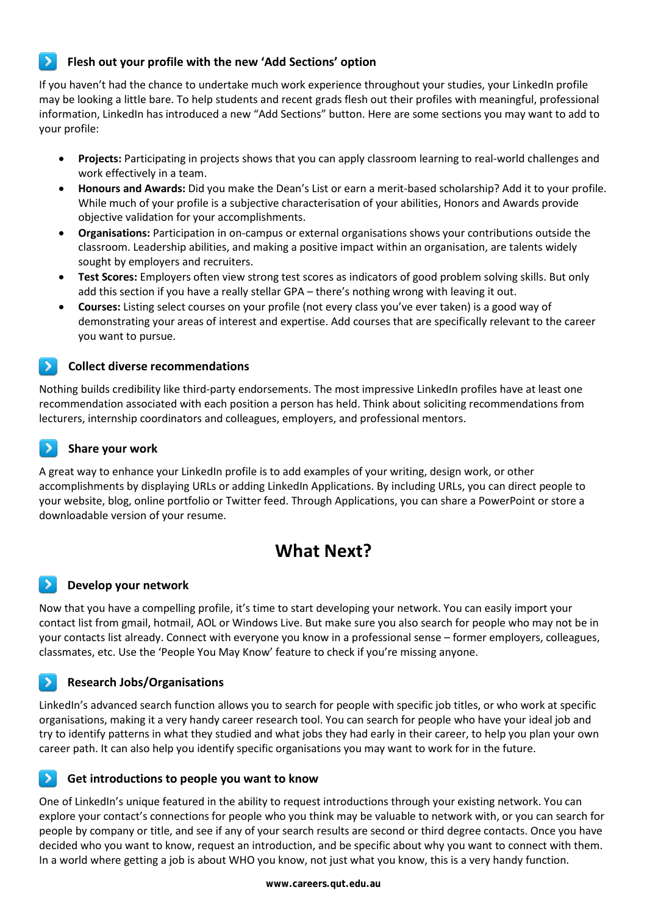### Flesh out your profile with the new 'Add Sections' option

If you haven't had the chance to undertake much work experience throughout your studies, your LinkedIn profile may be looking a little bare. To help students and recent grads flesh out their profiles with meaningful, professional information, LinkedIn has introduced a new "Add Sections" button. Here are some sections you may want to add to your profile:

- **Projects:** Participating in projects shows that you can apply classroom learning to real-world challenges and work effectively in a team.
- **Honours and Awards:** Did you make the Dean's List or earn a merit-based scholarship? Add it to your profile. While much of your profile is a subjective characterisation of your abilities, Honors and Awards provide objective validation for your accomplishments.
- **Organisations:** Participation in on-campus or external organisations shows your contributions outside the classroom. Leadership abilities, and making a positive impact within an organisation, are talents widely sought by employers and recruiters.
- **Test Scores:** Employers often view strong test scores as indicators of good problem solving skills. But only add this section if you have a really stellar GPA – there's nothing wrong with leaving it out.
- **Courses:** Listing select courses on your profile (not every class you've ever taken) is a good way of demonstrating your areas of interest and expertise. Add courses that are specifically relevant to the career you want to pursue.

### Collect diverse recommendations

Nothing builds credibility like third-party endorsements. The most impressive LinkedIn profiles have at least one recommendation associated with each position a person has held. Think about soliciting recommendations from lecturers, internship coordinators and colleagues, employers, and professional mentors.

### Share your work

A great way to enhance your LinkedIn profile is to add examples of your writing, design work, or other accomplishments by displaying URLs or adding LinkedIn Applications. By including URLs, you can direct people to your website, blog, online portfolio or Twitter feed. Through Applications, you can share a PowerPoint or store a downloadable version of your resume.

## What Next?

### Develop your network

Now that you have a compelling profile, it's time to start developing your network. You can easily import your contact list from gmail, hotmail, AOL or Windows Live. But make sure you also search for people who may not be in your contacts list already. Connect with everyone you know in a professional sense – former employers, colleagues, classmates, etc. Use the 'People You May Know' feature to check if you're missing anyone.

### Research Jobs/Organisations

LinkedIn's advanced search function allows you to search for people with specific job titles, or who work at specific organisations, making it a very handy career research tool. You can search for people who have your ideal job and try to identify patterns in what they studied and what jobs they had early in their career, to help you plan your own career path. It can also help you identify specific organisations you may want to work for in the future.

### Get introductions to people you want to know

One of LinkedIn's unique featured in the ability to request introductions through your existing network. You can explore your contact's connections for people who you think may be valuable to network with, or you can search for people by company or title, and see if any of your search results are second or third degree contacts. Once you have decided who you want to know, request an introduction, and be specific about why you want to connect with them. In a world where getting a job is about WHO you know, not just what you know, this is a very handy function.